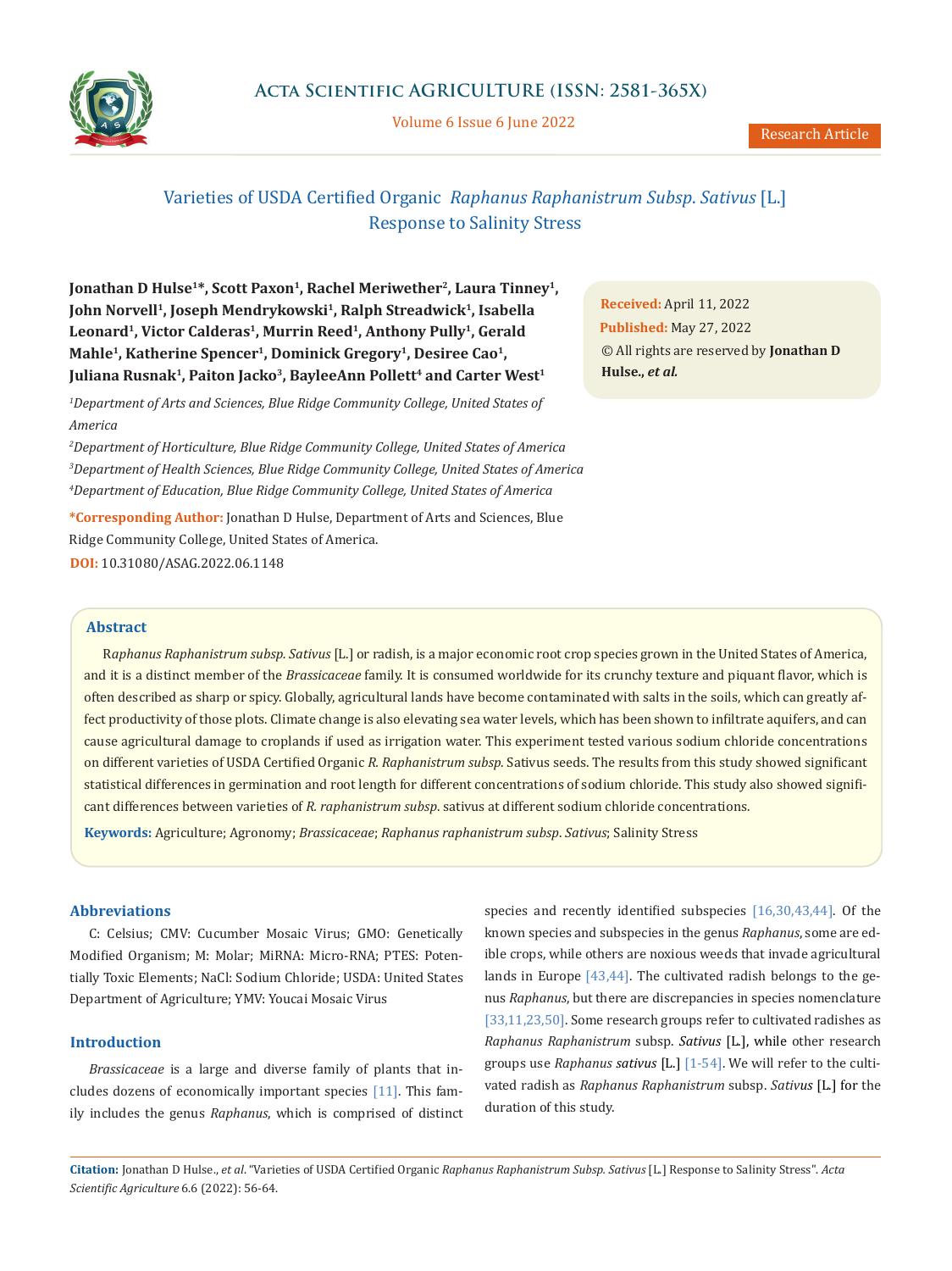# Varieties of USDA Certified Organic *Raphanus Raphanistrum Subsp. Sativus* [L.] Response to Salinity Stress

**Jonathan D Hulse[1]\*, Scott Paxon[1], Rachel Meriwether[2], Laura Tinney[1], John Norvell[1], Joseph Mendrykowski[1], Ralph Streadwick[1], Isabella Leonard[1], Victor Calderas[1], Murrin Reed[1], Anthony Pully[1], Gerald Mahle[1], Katherine Spencer[1], Dominick Gregory[1], Desiree Cao[1], Juliana Rusnak[1], Paiton Jacko[3], BayleeAnn Pollett[4] and Carter West[1]**

[1]*Department of Arts and Sciences, Blue Ridge Community College, United States of America*

[2]*Department of Horticulture, Blue Ridge Community College, United States of America*

[3]*Department of Health Sciences, Blue Ridge Community College, United States of America*

[4]*Department of Education, Blue Ridge Community College, United States of America*

**\*Corresponding Author:** Jonathan D Hulse, Department of Arts and Sciences, Blue Ridge Community College, United States of America.

**DOI:** 10.31080/ASAG.2022.06.1148

**Received:** April 11, 2022

**Published:** May 27, 2022

© All rights are reserved by **Jonathan D Hulse., *et al.***

## Abstract

R*aphanus Raphanistrum subsp. Sativus* [L.] or radish, is a major economic root crop species grown in the United States of America, and it is a distinct member of the *Brassicaceae* family. It is consumed worldwide for its crunchy texture and piquant flavor, which is often described as sharp or spicy. Globally, agricultural lands have become contaminated with salts in the soils, which can greatly affect productivity of those plots. Climate change is also elevating sea water levels, which has been shown to infiltrate aquifers, and can cause agricultural damage to croplands if used as irrigation water. This experiment tested various sodium chloride concentrations on different varieties of USDA Certified Organic *R. Raphanistrum subsp*. Sativus seeds. The results from this study showed significant statistical differences in germination and root length for different concentrations of sodium chloride. This study also showed significant differences between varieties of *R. raphanistrum subsp*. sativus at different sodium chloride concentrations.

**Keywords:** Agriculture; Agronomy; *Brassicaceae*; *Raphanus raphanistrum subsp. Sativus*; Salinity Stress

## Abbreviations

C: Celsius; CMV: Cucumber Mosaic Virus; GMO: Genetically Modified Organism; M: Molar; MiRNA: Micro-RNA; PTES: Potentially Toxic Elements; NaCl: Sodium Chloride; USDA: United States Department of Agriculture; YMV: Youcai Mosaic Virus

## Introduction

*Brassicaceae* is a large and diverse family of plants that includes dozens of economically important species [11]. This family includes the genus *Raphanus*, which is comprised of distinct species and recently identified subspecies [16,30,43,44]. Of the known species and subspecies in the genus *Raphanus*, some are edible crops, while others are noxious weeds that invade agricultural lands in Europe [43,44]. The cultivated radish belongs to the genus *Raphanus*, but there are discrepancies in species nomenclature [33,11,23,50]. Some research groups refer to cultivated radishes as *Raphanus Raphanistrum* subsp. *Sativus* [L.], while other research groups use *Raphanus sativus* [L.] [1-54]. We will refer to the cultivated radish as *Raphanus Raphanistrum* subsp. *Sativus* [L.] for the duration of this study.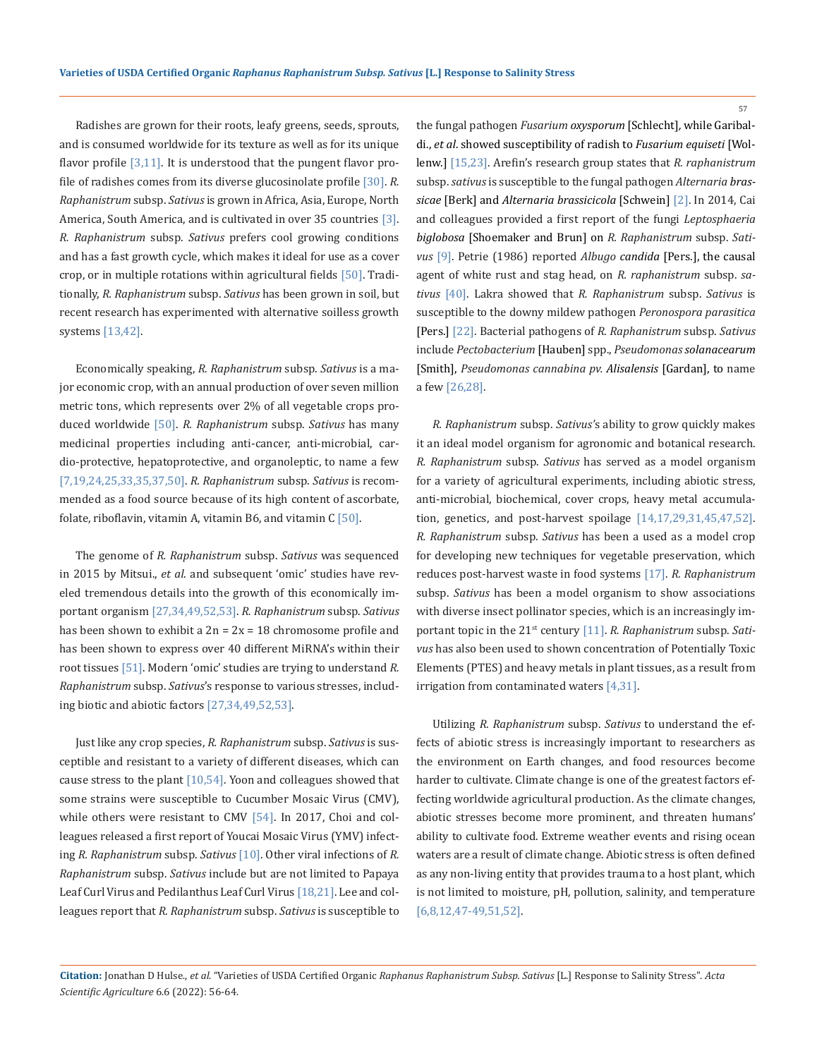Radishes are grown for their roots, leafy greens, seeds, sprouts, and is consumed worldwide for its texture as well as for its unique flavor profile [3,11]. It is understood that the pungent flavor profile of radishes comes from its diverse glucosinolate profile [30]. *R. Raphanistrum* subsp. *Sativus* is grown in Africa, Asia, Europe, North America, South America, and is cultivated in over 35 countries [3]. *R. Raphanistrum* subsp. *Sativus* prefers cool growing conditions and has a fast growth cycle, which makes it ideal for use as a cover crop, or in multiple rotations within agricultural fields [50]. Traditionally, *R. Raphanistrum* subsp. *Sativus* has been grown in soil, but recent research has experimented with alternative soilless growth systems [13,42].

Economically speaking, *R. Raphanistrum* subsp. *Sativus* is a major economic crop, with an annual production of over seven million metric tons, which represents over 2% of all vegetable crops produced worldwide [50]. *R. Raphanistrum* subsp. *Sativus* has many medicinal properties including anti-cancer, anti-microbial, cardio-protective, hepatoprotective, and organoleptic, to name a few [7,19,24,25,33,35,37,50]. *R. Raphanistrum* subsp. *Sativus* is recommended as a food source because of its high content of ascorbate, folate, riboflavin, vitamin A, vitamin B6, and vitamin C [50].

The genome of *R. Raphanistrum* subsp. *Sativus* was sequenced in 2015 by Mitsui., *et al*. and subsequent 'omic' studies have reveled tremendous details into the growth of this economically important organism [27,34,49,52,53]. *R. Raphanistrum* subsp. *Sativus* has been shown to exhibit a 2n = 2x = 18 chromosome profile and has been shown to express over 40 different MiRNA's within their root tissues [51]. Modern 'omic' studies are trying to understand *R. Raphanistrum* subsp. *Sativus*'s response to various stresses, including biotic and abiotic factors [27,34,49,52,53].

Just like any crop species, *R. Raphanistrum* subsp. *Sativus* is susceptible and resistant to a variety of different diseases, which can cause stress to the plant [10,54]. Yoon and colleagues showed that some strains were susceptible to Cucumber Mosaic Virus (CMV), while others were resistant to CMV [54]. In 2017, Choi and colleagues released a first report of Youcai Mosaic Virus (YMV) infecting *R. Raphanistrum* subsp. *Sativus* [10]. Other viral infections of *R. Raphanistrum* subsp. *Sativus* include but are not limited to Papaya Leaf Curl Virus and Pedilanthus Leaf Curl Virus [18,21]. Lee and colleagues report that *R. Raphanistrum* subsp. *Sativus* is susceptible to the fungal pathogen *Fusarium oxysporum* [Schlecht], while Garibaldi., *et al*. showed susceptibility of radish to *Fusarium equiseti* [Wollenw.] [15,23]. Arefin's research group states that *R. raphanistrum* subsp. *sativus* is susceptible to the fungal pathogen *Alternaria brassicae* [Berk] and *Alternaria brassicicola* [Schwein] [2]. In 2014, Cai and colleagues provided a first report of the fungi *Leptosphaeria biglobosa* [Shoemaker and Brun] on *R. Raphanistrum* subsp. *Sativus* [9]. Petrie (1986) reported *Albugo candida* [Pers.], the causal agent of white rust and stag head, on *R. raphanistrum* subsp. *sativus* [40]. Lakra showed that *R. Raphanistrum* subsp. *Sativus* is susceptible to the downy mildew pathogen *Peronospora parasitica* [Pers.] [22]. Bacterial pathogens of *R. Raphanistrum* subsp. *Sativus* include *Pectobacterium* [Hauben] spp., *Pseudomonas solanacearum* [Smith], *Pseudomonas cannabina pv. Alisalensis* [Gardan], to name a few [26,28].

*R. Raphanistrum* subsp. *Sativus*'s ability to grow quickly makes it an ideal model organism for agronomic and botanical research. *R. Raphanistrum* subsp. *Sativus* has served as a model organism for a variety of agricultural experiments, including abiotic stress, anti-microbial, biochemical, cover crops, heavy metal accumulation, genetics, and post-harvest spoilage [14,17,29,31,45,47,52]. *R. Raphanistrum* subsp. *Sativus* has been a used as a model crop for developing new techniques for vegetable preservation, which reduces post-harvest waste in food systems [17]. *R. Raphanistrum* subsp. *Sativus* has been a model organism to show associations with diverse insect pollinator species, which is an increasingly important topic in the 21st century [11]. *R. Raphanistrum* subsp. *Sativus* has also been used to shown concentration of Potentially Toxic Elements (PTES) and heavy metals in plant tissues, as a result from irrigation from contaminated waters [4,31].

Utilizing *R. Raphanistrum* subsp. *Sativus* to understand the effects of abiotic stress is increasingly important to researchers as the environment on Earth changes, and food resources become harder to cultivate. Climate change is one of the greatest factors effecting worldwide agricultural production. As the climate changes, abiotic stresses become more prominent, and threaten humans' ability to cultivate food. Extreme weather events and rising ocean waters are a result of climate change. Abiotic stress is often defined as any non-living entity that provides trauma to a host plant, which is not limited to moisture, pH, pollution, salinity, and temperature [6,8,12,47-49,51,52].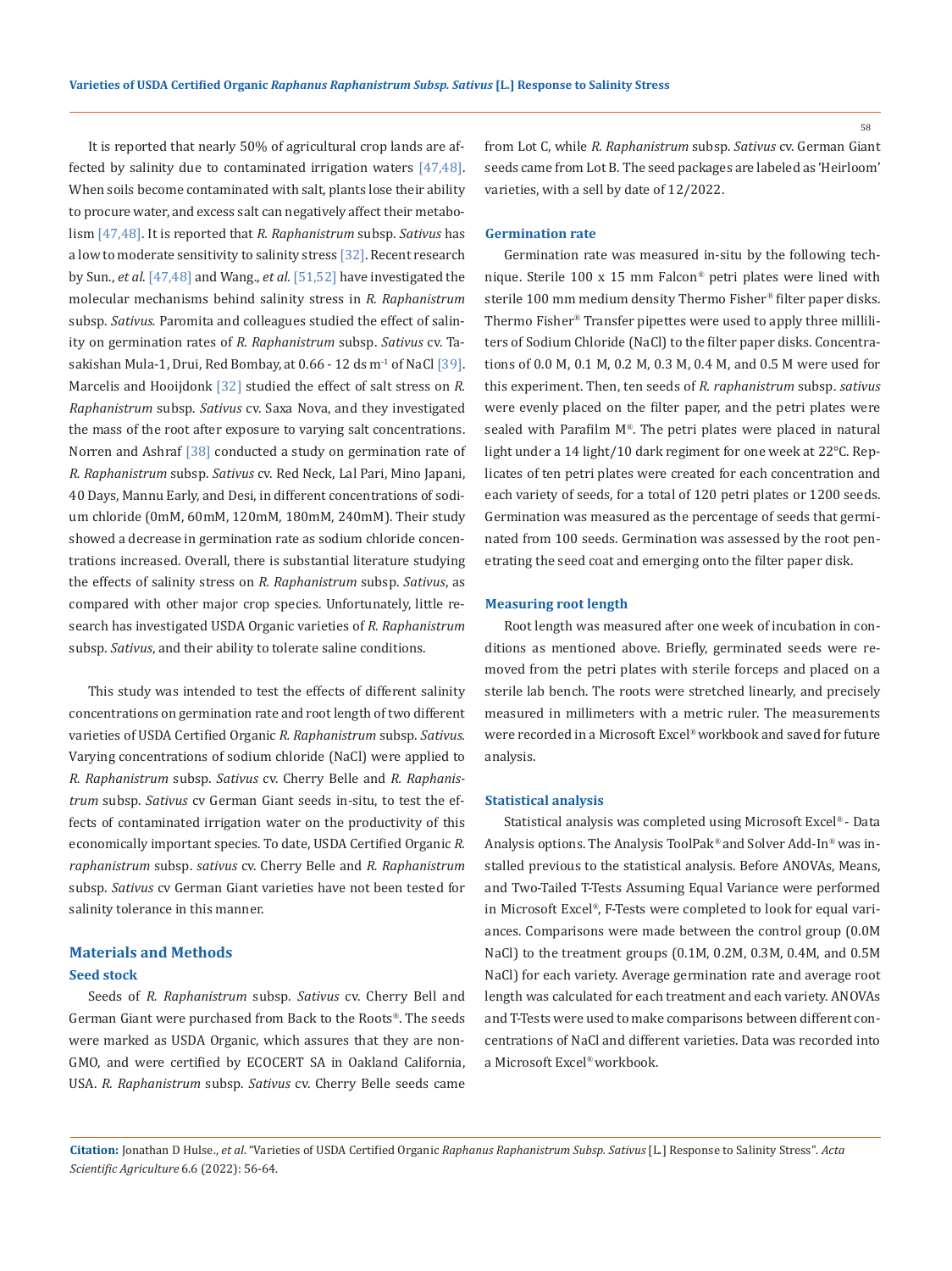It is reported that nearly 50% of agricultural crop lands are affected by salinity due to contaminated irrigation waters [47,48]. When soils become contaminated with salt, plants lose their ability to procure water, and excess salt can negatively affect their metabolism [47,48]. It is reported that *R. Raphanistrum* subsp. *Sativus* has a low to moderate sensitivity to salinity stress [32]. Recent research by Sun., *et al.* [47,48] and Wang., *et al.* [51,52] have investigated the molecular mechanisms behind salinity stress in *R. Raphanistrum* subsp. *Sativus.* Paromita and colleagues studied the effect of salinity on germination rates of *R. Raphanistrum* subsp. *Sativus* cv. Tasakishan Mula-1, Drui, Red Bombay, at 0.66 - 12 ds $m^{-1}$ of NaCl [39]. Marcelis and Hooijdonk [32] studied the effect of salt stress on *R. Raphanistrum* subsp. *Sativus* cv. Saxa Nova, and they investigated the mass of the root after exposure to varying salt concentrations. Norren and Ashraf [38] conducted a study on germination rate of *R. Raphanistrum* subsp. *Sativus* cv. Red Neck, Lal Pari, Mino Japani, 40 Days, Mannu Early, and Desi, in different concentrations of sodium chloride (0mM, 60mM, 120mM, 180mM, 240mM). Their study showed a decrease in germination rate as sodium chloride concentrations increased. Overall, there is substantial literature studying the effects of salinity stress on *R. Raphanistrum* subsp. *Sativus*, as compared with other major crop species. Unfortunately, little research has investigated USDA Organic varieties of *R. Raphanistrum* subsp. *Sativus*, and their ability to tolerate saline conditions.

This study was intended to test the effects of different salinity concentrations on germination rate and root length of two different varieties of USDA Certified Organic *R. Raphanistrum* subsp. *Sativus.* Varying concentrations of sodium chloride (NaCl) were applied to *R. Raphanistrum* subsp. *Sativus* cv. Cherry Belle and *R. Raphanistrum* subsp. *Sativus* cv German Giant seeds in-situ, to test the effects of contaminated irrigation water on the productivity of this economically important species. To date, USDA Certified Organic *R. raphanistrum* subsp. *sativus* cv. Cherry Belle and *R. Raphanistrum* subsp. *Sativus* cv German Giant varieties have not been tested for salinity tolerance in this manner.

## Materials and Methods

### Seed stock

Seeds of *R. Raphanistrum* subsp. *Sativus* cv. Cherry Bell and German Giant were purchased from Back to the Roots®. The seeds were marked as USDA Organic, which assures that they are non-GMO, and were certified by ECOCERT SA in Oakland California, USA. *R. Raphanistrum* subsp. *Sativus* cv. Cherry Belle seeds came from Lot C, while *R. Raphanistrum* subsp. *Sativus* cv. German Giant seeds came from Lot B. The seed packages are labeled as 'Heirloom' varieties, with a sell by date of 12/2022.

### Germination rate

Germination rate was measured in-situ by the following technique. Sterile 100 x 15 mm Falcon® petri plates were lined with sterile 100 mm medium density Thermo Fisher® filter paper disks. Thermo Fisher® Transfer pipettes were used to apply three milliliters of Sodium Chloride (NaCl) to the filter paper disks. Concentrations of 0.0 M, 0.1 M, 0.2 M, 0.3 M, 0.4 M, and 0.5 M were used for this experiment. Then, ten seeds of *R. raphanistrum* subsp. *sativus* were evenly placed on the filter paper, and the petri plates were sealed with Parafilm M®. The petri plates were placed in natural light under a 14 light/10 dark regiment for one week at 22°C. Replicates of ten petri plates were created for each concentration and each variety of seeds, for a total of 120 petri plates or 1200 seeds. Germination was measured as the percentage of seeds that germinated from 100 seeds. Germination was assessed by the root penetrating the seed coat and emerging onto the filter paper disk.

### Measuring root length

Root length was measured after one week of incubation in conditions as mentioned above. Briefly, germinated seeds were removed from the petri plates with sterile forceps and placed on a sterile lab bench. The roots were stretched linearly, and precisely measured in millimeters with a metric ruler. The measurements were recorded in a Microsoft Excel® workbook and saved for future analysis.

### Statistical analysis

Statistical analysis was completed using Microsoft Excel® - Data Analysis options. The Analysis ToolPak® and Solver Add-In® was installed previous to the statistical analysis. Before ANOVAs, Means, and Two-Tailed T-Tests Assuming Equal Variance were performed in Microsoft Excel®, F-Tests were completed to look for equal variances. Comparisons were made between the control group (0.0M NaCl) to the treatment groups (0.1M, 0.2M, 0.3M, 0.4M, and 0.5M NaCl) for each variety. Average germination rate and average root length was calculated for each treatment and each variety. ANOVAs and T-Tests were used to make comparisons between different concentrations of NaCl and different varieties. Data was recorded into a Microsoft Excel® workbook.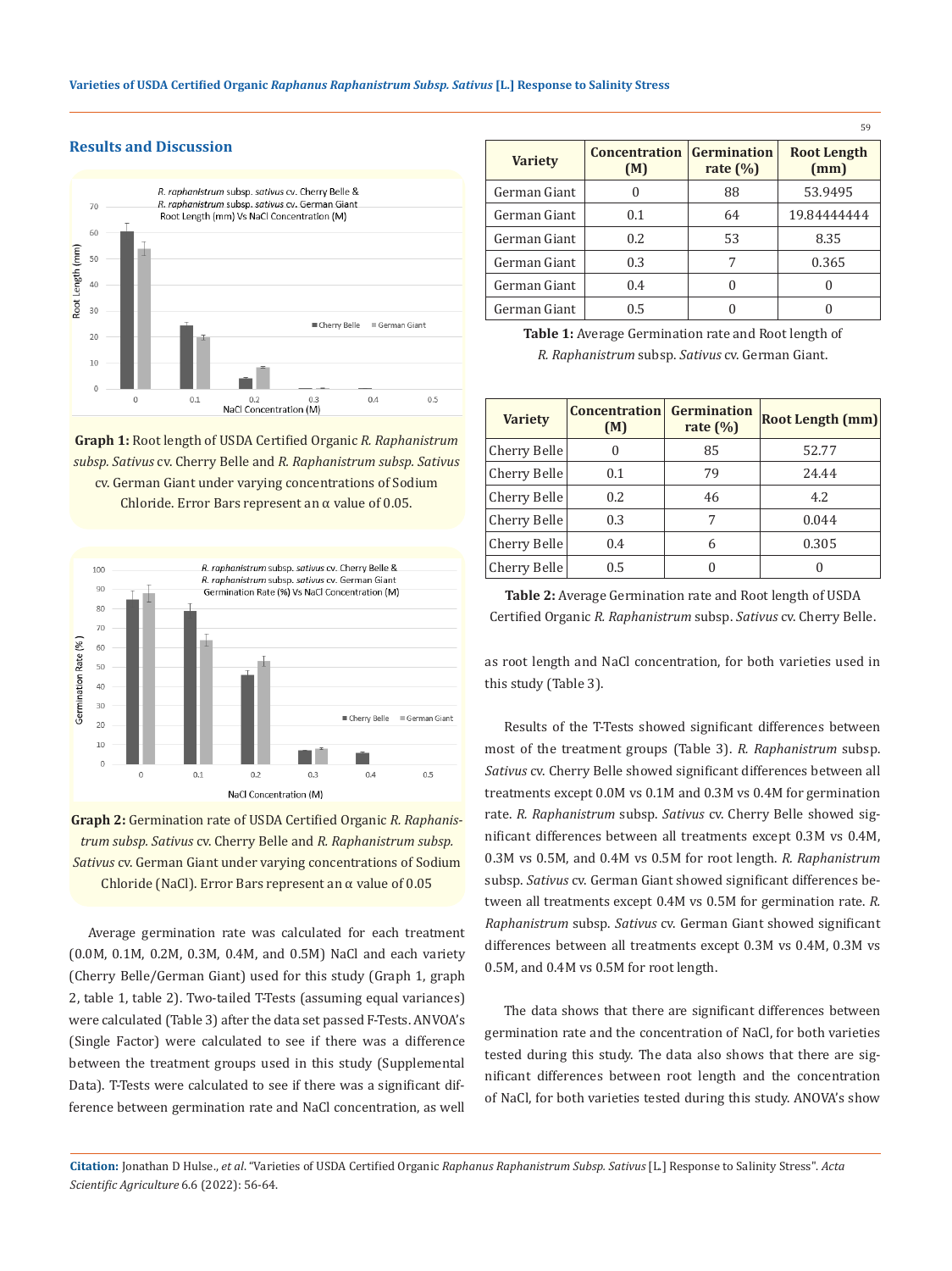## Results and Discussion

Graph 1: Root length of USDA Certified Organic *R. Raphanistrum subsp. Sativus* cv. Cherry Belle and *R. Raphanistrum subsp. Sativus* cv. German Giant under varying concentrations of Sodium Chloride. Error Bars represent an α value of 0.05.

Graph 2: Germination rate of USDA Certified Organic *R. Raphanistrum subsp. Sativus* cv. Cherry Belle and *R. Raphanistrum subsp. Sativus* cv. German Giant under varying concentrations of Sodium Chloride (NaCl). Error Bars represent an α value of 0.05

Average germination rate was calculated for each treatment (0.0M, 0.1M, 0.2M, 0.3M, 0.4M, and 0.5M) NaCl and each variety (Cherry Belle/German Giant) used for this study (Graph 1, graph 2, table 1, table 2). Two-tailed T-Tests (assuming equal variances) were calculated (Table 3) after the data set passed F-Tests. ANVOA's (Single Factor) were calculated to see if there was a difference between the treatment groups used in this study (Supplemental Data). T-Tests were calculated to see if there was a significant difference between germination rate and NaCl concentration, as well as root length and NaCl concentration, for both varieties used in this study (Table 3).

| Variety | Concentration (M) | Germination rate (%) | Root Length (mm) |
|---|---|---|---|
| German Giant | 0 | 88 | 53.9495 |
| German Giant | 0.1 | 64 | 19.84444444 |
| German Giant | 0.2 | 53 | 8.35 |
| German Giant | 0.3 | 7 | 0.365 |
| German Giant | 0.4 | 0 | 0 |
| German Giant | 0.5 | 0 | 0 |

**Table 1:** Average Germination rate and Root length of *R. Raphanistrum* subsp. *Sativus* cv. German Giant.

| Variety | Concentration (M) | Germination rate (%) | Root Length (mm) |
|---|---|---|---|
| Cherry Belle | 0 | 85 | 52.77 |
| Cherry Belle | 0.1 | 79 | 24.44 |
| Cherry Belle | 0.2 | 46 | 4.2 |
| Cherry Belle | 0.3 | 7 | 0.044 |
| Cherry Belle | 0.4 | 6 | 0.305 |
| Cherry Belle | 0.5 | 0 | 0 |

**Table 2:** Average Germination rate and Root length of USDA Certified Organic *R. Raphanistrum* subsp. *Sativus* cv. Cherry Belle.

Results of the T-Tests showed significant differences between most of the treatment groups (Table 3). *R. Raphanistrum* subsp. *Sativus* cv. Cherry Belle showed significant differences between all treatments except 0.0M vs 0.1M and 0.3M vs 0.4M for germination rate. *R. Raphanistrum* subsp. *Sativus* cv. Cherry Belle showed significant differences between all treatments except 0.3M vs 0.4M, 0.3M vs 0.5M, and 0.4M vs 0.5M for root length. *R. Raphanistrum* subsp. *Sativus* cv. German Giant showed significant differences between all treatments except 0.4M vs 0.5M for germination rate. *R. Raphanistrum* subsp. *Sativus* cv. German Giant showed significant differences between all treatments except 0.3M vs 0.4M, 0.3M vs 0.5M, and 0.4M vs 0.5M for root length.

The data shows that there are significant differences between germination rate and the concentration of NaCl, for both varieties tested during this study. The data also shows that there are significant differences between root length and the concentration of NaCl, for both varieties tested during this study. ANOVA's show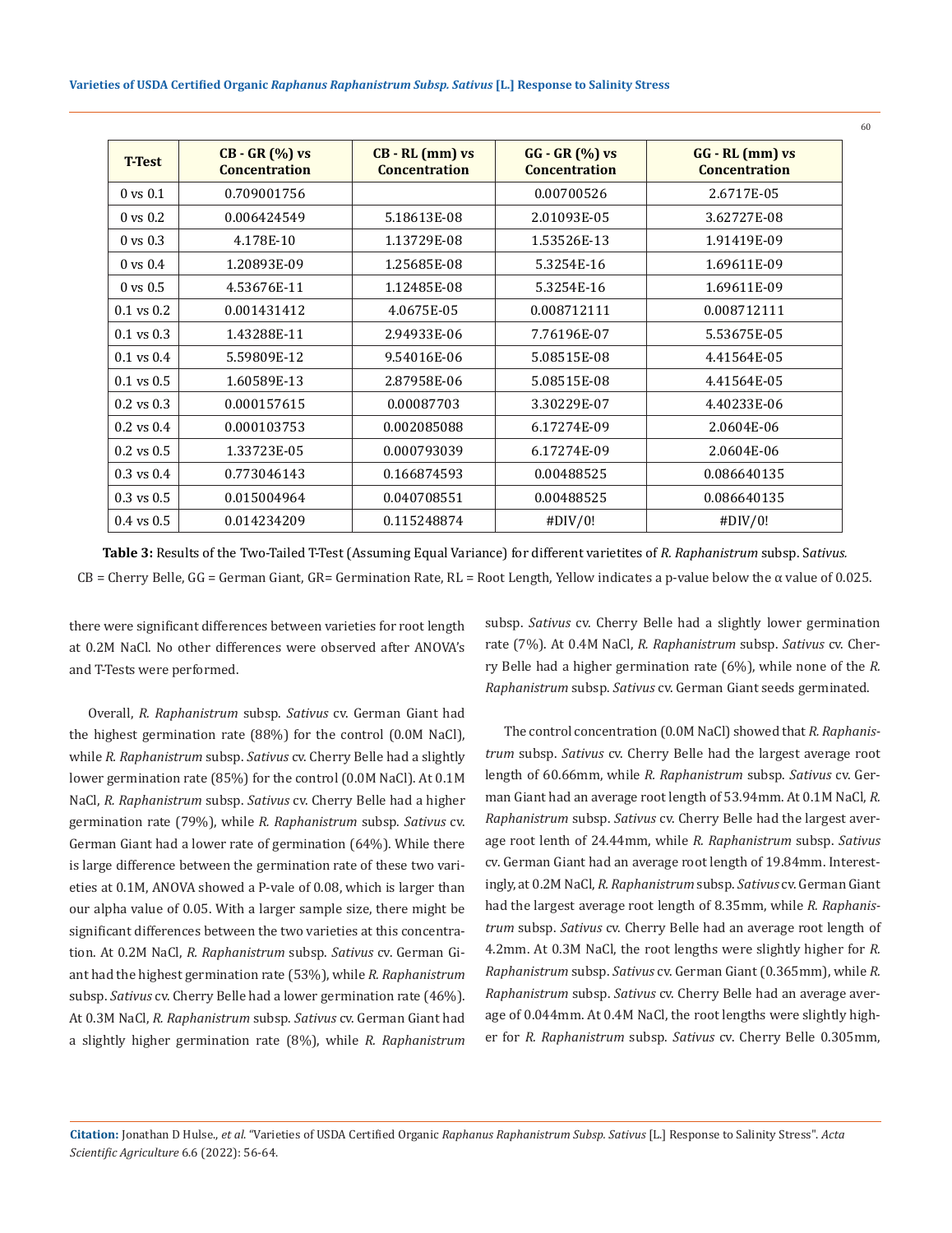| T-Test | CB - GR (%) vs Concentration | CB - RL (mm) vs Concentration | GG - GR (%) vs Concentration | GG - RL (mm) vs Concentration |
|---|---|---|---|---|
| 0 vs 0.1 | 0.709001756 | | 0.00700526 | 2.6717E-05 |
| 0 vs 0.2 | 0.006424549 | 5.18613E-08 | 2.01093E-05 | 3.62727E-08 |
| 0 vs 0.3 | 4.178E-10 | 1.13729E-08 | 1.53526E-13 | 1.91419E-09 |
| 0 vs 0.4 | 1.20893E-09 | 1.25685E-08 | 5.3254E-16 | 1.69611E-09 |
| 0 vs 0.5 | 4.53676E-11 | 1.12485E-08 | 5.3254E-16 | 1.69611E-09 |
| 0.1 vs 0.2 | 0.001431412 | 4.0675E-05 | 0.008712111 | 0.008712111 |
| 0.1 vs 0.3 | 1.43288E-11 | 2.94933E-06 | 7.76196E-07 | 5.53675E-05 |
| 0.1 vs 0.4 | 5.59809E-12 | 9.54016E-06 | 5.08515E-08 | 4.41564E-05 |
| 0.1 vs 0.5 | 1.60589E-13 | 2.87958E-06 | 5.08515E-08 | 4.41564E-05 |
| 0.2 vs 0.3 | 0.000157615 | 0.00087703 | 3.30229E-07 | 4.40233E-06 |
| 0.2 vs 0.4 | 0.000103753 | 0.002085088 | 6.17274E-09 | 2.0604E-06 |
| 0.2 vs 0.5 | 1.33723E-05 | 0.000793039 | 6.17274E-09 | 2.0604E-06 |
| 0.3 vs 0.4 | 0.773046143 | 0.166874593 | 0.00488525 | 0.086640135 |
| 0.3 vs 0.5 | 0.015004964 | 0.040708551 | 0.00488525 | 0.086640135 |
| 0.4 vs 0.5 | 0.014234209 | 0.115248874 | #DIV/0! | #DIV/0! |

**Table 3:** Results of the Two-Tailed T-Test (Assuming Equal Variance) for different varietites of *R. Raphanistrum* subsp. S*ativus.*

CB = Cherry Belle, GG = German Giant, GR= Germination Rate, RL = Root Length, Yellow indicates a p-value below the α value of 0.025.

there were significant differences between varieties for root length at 0.2M NaCl. No other differences were observed after ANOVA's and T-Tests were performed.

Overall, *R. Raphanistrum* subsp. *Sativus* cv. German Giant had the highest germination rate (88%) for the control (0.0M NaCl), while *R. Raphanistrum* subsp. *Sativus* cv. Cherry Belle had a slightly lower germination rate (85%) for the control (0.0M NaCl). At 0.1M NaCl, *R. Raphanistrum* subsp. *Sativus* cv. Cherry Belle had a higher germination rate (79%), while *R. Raphanistrum* subsp. *Sativus* cv. German Giant had a lower rate of germination (64%). While there is large difference between the germination rate of these two varieties at 0.1M, ANOVA showed a P-vale of 0.08, which is larger than our alpha value of 0.05. With a larger sample size, there might be significant differences between the two varieties at this concentration. At 0.2M NaCl, *R. Raphanistrum* subsp. *Sativus* cv. German Giant had the highest germination rate (53%), while *R. Raphanistrum* subsp. *Sativus* cv. Cherry Belle had a lower germination rate (46%). At 0.3M NaCl, *R. Raphanistrum* subsp. *Sativus* cv. German Giant had a slightly higher germination rate (8%), while *R. Raphanistrum* subsp. *Sativus* cv. Cherry Belle had a slightly lower germination rate (7%). At 0.4M NaCl, *R. Raphanistrum* subsp. *Sativus* cv. Cherry Belle had a higher germination rate (6%), while none of the *R. Raphanistrum* subsp. *Sativus* cv. German Giant seeds germinated.

The control concentration (0.0M NaCl) showed that *R. Raphanistrum* subsp. *Sativus* cv. Cherry Belle had the largest average root length of 60.66mm, while *R. Raphanistrum* subsp. *Sativus* cv. German Giant had an average root length of 53.94mm. At 0.1M NaCl, *R. Raphanistrum* subsp. *Sativus* cv. Cherry Belle had the largest average root lenth of 24.44mm, while *R. Raphanistrum* subsp. *Sativus* cv. German Giant had an average root length of 19.84mm. Interestingly, at 0.2M NaCl, *R. Raphanistrum* subsp. *Sativus* cv. German Giant had the largest average root length of 8.35mm, while *R. Raphanistrum* subsp. *Sativus* cv. Cherry Belle had an average root length of 4.2mm. At 0.3M NaCl, the root lengths were slightly higher for *R. Raphanistrum* subsp. *Sativus* cv. German Giant (0.365mm), while *R. Raphanistrum* subsp. *Sativus* cv. Cherry Belle had an average average of 0.044mm. At 0.4M NaCl, the root lengths were slightly higher for *R. Raphanistrum* subsp. *Sativus* cv. Cherry Belle 0.305mm,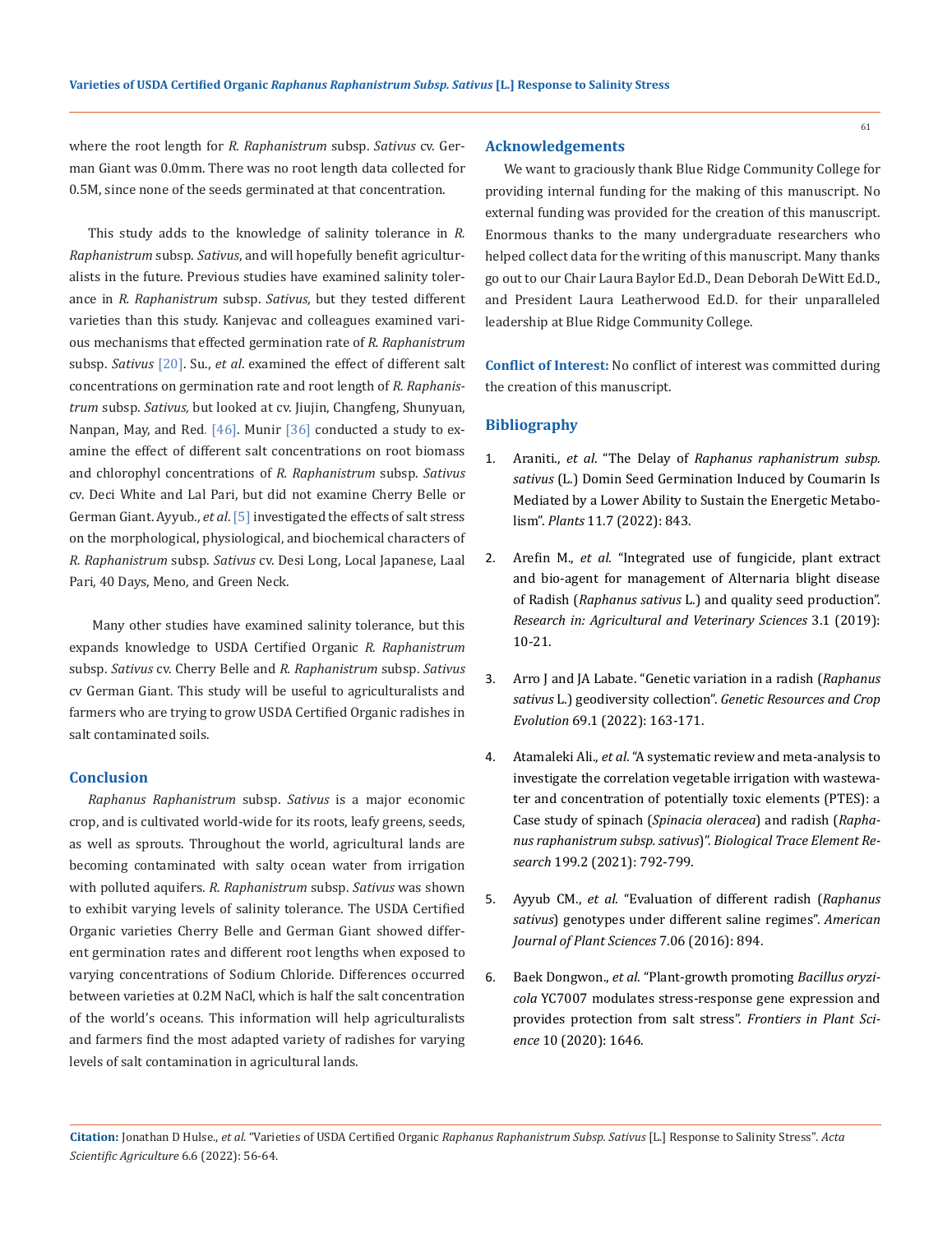where the root length for *R. Raphanistrum* subsp. *Sativus* cv. German Giant was 0.0mm. There was no root length data collected for 0.5M, since none of the seeds germinated at that concentration.

This study adds to the knowledge of salinity tolerance in *R. Raphanistrum* subsp. *Sativus*, and will hopefully benefit agriculturalists in the future. Previous studies have examined salinity tolerance in *R. Raphanistrum* subsp. *Sativus*, but they tested different varieties than this study. Kanjevac and colleagues examined various mechanisms that effected germination rate of *R. Raphanistrum* subsp. *Sativus* [20]. Su., *et al*. examined the effect of different salt concentrations on germination rate and root length of *R. Raphanistrum* subsp. *Sativus,* but looked at cv. Jiujin, Changfeng, Shunyuan, Nanpan, May, and Red. [46]. Munir [36] conducted a study to examine the effect of different salt concentrations on root biomass and chlorophyl concentrations of *R. Raphanistrum* subsp. *Sativus* cv. Deci White and Lal Pari, but did not examine Cherry Belle or German Giant. Ayyub., *et al*. [5] investigated the effects of salt stress on the morphological, physiological, and biochemical characters of *R. Raphanistrum* subsp. *Sativus* cv. Desi Long, Local Japanese, Laal Pari, 40 Days, Meno, and Green Neck.

Many other studies have examined salinity tolerance, but this expands knowledge to USDA Certified Organic *R. Raphanistrum* subsp. *Sativus* cv. Cherry Belle and *R. Raphanistrum* subsp. *Sativus* cv German Giant. This study will be useful to agriculturalists and farmers who are trying to grow USDA Certified Organic radishes in salt contaminated soils.

## Conclusion

*Raphanus Raphanistrum* subsp. *Sativus* is a major economic crop, and is cultivated world-wide for its roots, leafy greens, seeds, as well as sprouts. Throughout the world, agricultural lands are becoming contaminated with salty ocean water from irrigation with polluted aquifers. *R. Raphanistrum* subsp. *Sativus* was shown to exhibit varying levels of salinity tolerance. The USDA Certified Organic varieties Cherry Belle and German Giant showed different germination rates and different root lengths when exposed to varying concentrations of Sodium Chloride. Differences occurred between varieties at 0.2M NaCl, which is half the salt concentration of the world's oceans. This information will help agriculturalists and farmers find the most adapted variety of radishes for varying levels of salt contamination in agricultural lands.

## Acknowledgements

We want to graciously thank Blue Ridge Community College for providing internal funding for the making of this manuscript. No external funding was provided for the creation of this manuscript. Enormous thanks to the many undergraduate researchers who helped collect data for the writing of this manuscript. Many thanks go out to our Chair Laura Baylor Ed.D., Dean Deborah DeWitt Ed.D., and President Laura Leatherwood Ed.D. for their unparalleled leadership at Blue Ridge Community College.

**Conflict of Interest:** No conflict of interest was committed during the creation of this manuscript.

## Bibliography

1. Araniti., *et al*. "The Delay of *Raphanus raphanistrum subsp. sativus* (L.) Domin Seed Germination Induced by Coumarin Is Mediated by a Lower Ability to Sustain the Energetic Metabolism". *Plants* 11.7 (2022): 843.
2. Arefin M., *et al*. "Integrated use of fungicide, plant extract and bio-agent for management of Alternaria blight disease of Radish (*Raphanus sativus* L.) and quality seed production". *Research in: Agricultural and Veterinary Sciences* 3.1 (2019): 10-21.
3. Arro J and JA Labate. "Genetic variation in a radish (*Raphanus sativus* L.) geodiversity collection". *Genetic Resources and Crop Evolution* 69.1 (2022): 163-171.
4. Atamaleki Ali., *et al*. "A systematic review and meta-analysis to investigate the correlation vegetable irrigation with wastewater and concentration of potentially toxic elements (PTES): a Case study of spinach (*Spinacia oleracea*) and radish (*Raphanus raphanistrum subsp. sativus*)". *Biological Trace Element Research* 199.2 (2021): 792-799.
5. Ayyub CM., *et al*. "Evaluation of different radish (*Raphanus sativus*) genotypes under different saline regimes". *American Journal of Plant Sciences* 7.06 (2016): 894.
6. Baek Dongwon., *et al*. "Plant-growth promoting *Bacillus oryzicola* YC7007 modulates stress-response gene expression and provides protection from salt stress". *Frontiers in Plant Science* 10 (2020): 1646.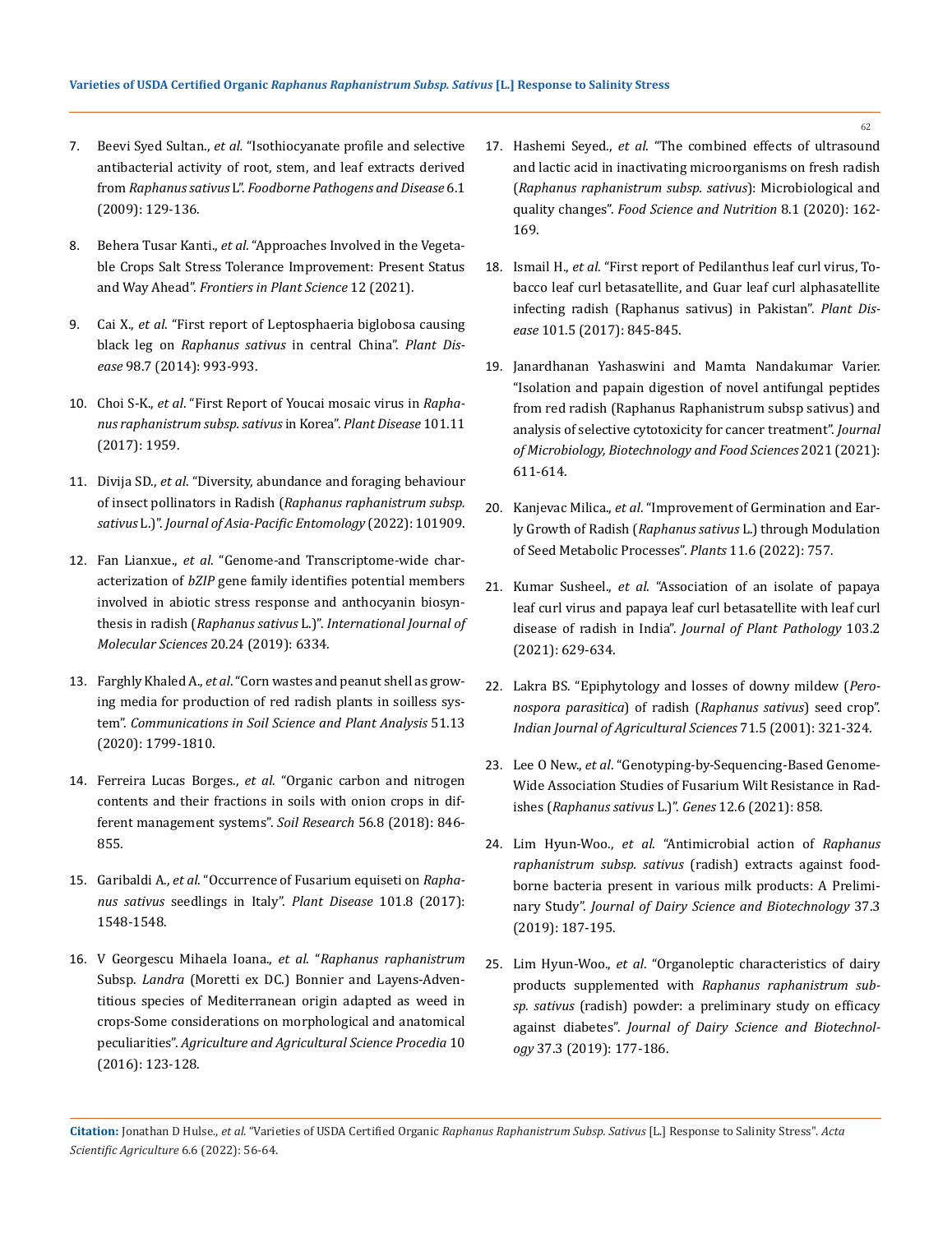7. Beevi Syed Sultan., *et al.* "Isothiocyanate profile and selective antibacterial activity of root, stem, and leaf extracts derived from *Raphanus sativus* L". *Foodborne Pathogens and Disease* 6.1 (2009): 129-136.

8. Behera Tusar Kanti., *et al.* "Approaches Involved in the Vegetable Crops Salt Stress Tolerance Improvement: Present Status and Way Ahead". *Frontiers in Plant Science* 12 (2021).

9. Cai X., *et al*. "First report of Leptosphaeria biglobosa causing black leg on *Raphanus sativus* in central China". *Plant Disease* 98.7 (2014): 993-993.

10. Choi S-K., *et al*. "First Report of Youcai mosaic virus in *Raphanus raphanistrum subsp. sativus* in Korea". *Plant Disease* 101.11 (2017): 1959.

11. Divija SD., *et al*. "Diversity, abundance and foraging behaviour of insect pollinators in Radish (*Raphanus raphanistrum subsp. sativus* L.)". *Journal of Asia-Pacific Entomology* (2022): 101909.

12. Fan Lianxue., *et al*. "Genome-and Transcriptome-wide characterization of *bZIP* gene family identifies potential members involved in abiotic stress response and anthocyanin biosynthesis in radish (*Raphanus sativus* L.)". *International Journal of Molecular Sciences* 20.24 (2019): 6334.

13. Farghly Khaled A., *et al*. "Corn wastes and peanut shell as growing media for production of red radish plants in soilless system". *Communications in Soil Science and Plant Analysis* 51.13 (2020): 1799-1810.

14. Ferreira Lucas Borges., *et al*. "Organic carbon and nitrogen contents and their fractions in soils with onion crops in different management systems". *Soil Research* 56.8 (2018): 846-855.

15. Garibaldi A., *et al*. "Occurrence of Fusarium equiseti on *Raphanus sativus* seedlings in Italy". *Plant Disease* 101.8 (2017): 1548-1548.

16. V Georgescu Mihaela Ioana., *et al*. "*Raphanus raphanistrum* Subsp. *Landra* (Moretti ex DC.) Bonnier and Layens-Adventitious species of Mediterranean origin adapted as weed in crops-Some considerations on morphological and anatomical peculiarities". *Agriculture and Agricultural Science Procedia* 10 (2016): 123-128.

17. Hashemi Seyed., *et al*. "The combined effects of ultrasound and lactic acid in inactivating microorganisms on fresh radish (*Raphanus raphanistrum subsp. sativus*): Microbiological and quality changes". *Food Science and Nutrition* 8.1 (2020): 162-169.

18. Ismail H., *et al*. "First report of Pedilanthus leaf curl virus, Tobacco leaf curl betasatellite, and Guar leaf curl alphasatellite infecting radish (Raphanus sativus) in Pakistan". *Plant Disease* 101.5 (2017): 845-845.

19. Janardhanan Yashaswini and Mamta Nandakumar Varier. "Isolation and papain digestion of novel antifungal peptides from red radish (Raphanus Raphanistrum subsp sativus) and analysis of selective cytotoxicity for cancer treatment". *Journal of Microbiology, Biotechnology and Food Sciences* 2021 (2021): 611-614.

20. Kanjevac Milica., *et al*. "Improvement of Germination and Early Growth of Radish (*Raphanus sativus* L.) through Modulation of Seed Metabolic Processes". *Plants* 11.6 (2022): 757.

21. Kumar Susheel., *et al*. "Association of an isolate of papaya leaf curl virus and papaya leaf curl betasatellite with leaf curl disease of radish in India". *Journal of Plant Pathology* 103.2 (2021): 629-634.

22. Lakra BS. "Epiphytology and losses of downy mildew (*Peronospora parasitica*) of radish (*Raphanus sativus*) seed crop". *Indian Journal of Agricultural Sciences* 71.5 (2001): 321-324.

23. Lee O New., *et al*. "Genotyping-by-Sequencing-Based Genome-Wide Association Studies of Fusarium Wilt Resistance in Radishes (*Raphanus sativus* L.)". *Genes* 12.6 (2021): 858.

24. Lim Hyun-Woo., *et al*. "Antimicrobial action of *Raphanus raphanistrum subsp. sativus* (radish) extracts against food-borne bacteria present in various milk products: A Preliminary Study". *Journal of Dairy Science and Biotechnology* 37.3 (2019): 187-195.

25. Lim Hyun-Woo., *et al*. "Organoleptic characteristics of dairy products supplemented with *Raphanus raphanistrum subsp. sativus* (radish) powder: a preliminary study on efficacy against diabetes". *Journal of Dairy Science and Biotechnology* 37.3 (2019): 177-186.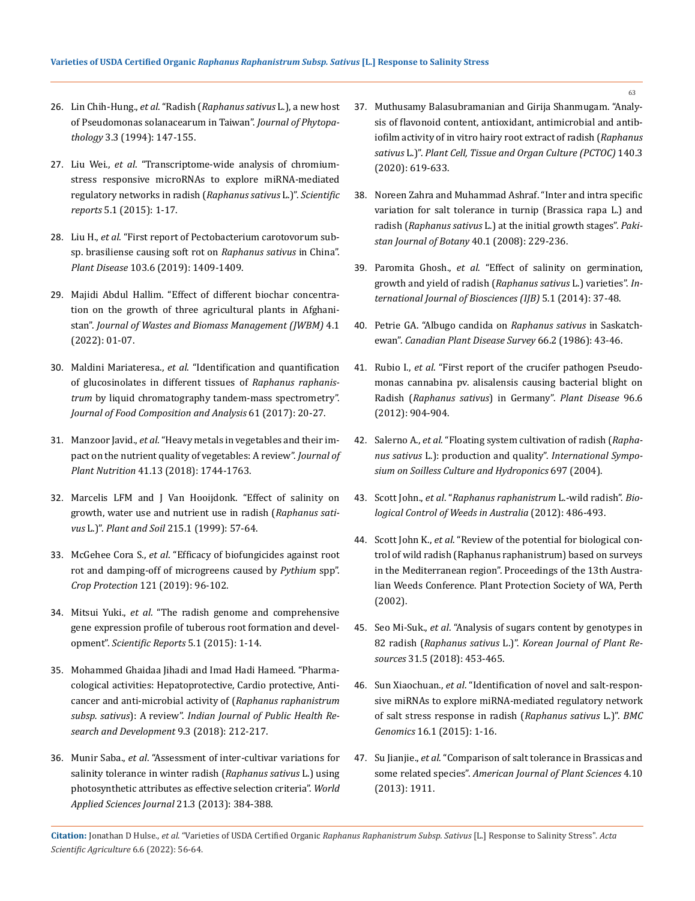26. Lin Chih-Hung., *et al*. "Radish (*Raphanus sativus* L.), a new host of Pseudomonas solanacearum in Taiwan". *Journal of Phytopathology* 3.3 (1994): 147-155.

27. Liu Wei., *et al*. "Transcriptome-wide analysis of chromium-stress responsive microRNAs to explore miRNA-mediated regulatory networks in radish (*Raphanus sativus* L.)". *Scientific reports* 5.1 (2015): 1-17.

28. Liu H., *et al*. "First report of Pectobacterium carotovorum subsp. brasiliense causing soft rot on *Raphanus sativus* in China". *Plant Disease* 103.6 (2019): 1409-1409.

29. Majidi Abdul Hallim. "Effect of different biochar concentration on the growth of three agricultural plants in Afghanistan". *Journal of Wastes and Biomass Management (JWBM)* 4.1 (2022): 01-07.

30. Maldini Mariateresa., *et al*. "Identification and quantification of glucosinolates in different tissues of *Raphanus raphanistrum* by liquid chromatography tandem-mass spectrometry". *Journal of Food Composition and Analysis* 61 (2017): 20-27.

31. Manzoor Javid., *et al*. "Heavy metals in vegetables and their impact on the nutrient quality of vegetables: A review". *Journal of Plant Nutrition* 41.13 (2018): 1744-1763.

32. Marcelis LFM and J Van Hooijdonk. "Effect of salinity on growth, water use and nutrient use in radish (*Raphanus sativus* L.)". *Plant and Soil* 215.1 (1999): 57-64.

33. McGehee Cora S., *et al*. "Efficacy of biofungicides against root rot and damping-off of microgreens caused by *Pythium* spp". *Crop Protection* 121 (2019): 96-102.

34. Mitsui Yuki., *et al*. "The radish genome and comprehensive gene expression profile of tuberous root formation and development". *Scientific Reports* 5.1 (2015): 1-14.

35. Mohammed Ghaidaa Jihadi and Imad Hadi Hameed. "Pharmacological activities: Hepatoprotective, Cardio protective, Anti-cancer and anti-microbial activity of (*Raphanus raphanistrum subsp. sativus*): A review". *Indian Journal of Public Health Research and Development* 9.3 (2018): 212-217.

36. Munir Saba., *et al*. "Assessment of inter-cultivar variations for salinity tolerance in winter radish (*Raphanus sativus* L.) using photosynthetic attributes as effective selection criteria". *World Applied Sciences Journal* 21.3 (2013): 384-388.

37. Muthusamy Balasubramanian and Girija Shanmugam. "Analysis of flavonoid content, antioxidant, antimicrobial and antibiofilm activity of in vitro hairy root extract of radish (*Raphanus sativus* L.)". *Plant Cell, Tissue and Organ Culture (PCTOC)* 140.3 (2020): 619-633.

38. Noreen Zahra and Muhammad Ashraf. "Inter and intra specific variation for salt tolerance in turnip (Brassica rapa L.) and radish (*Raphanus sativus* L.) at the initial growth stages". *Pakistan Journal of Botany* 40.1 (2008): 229-236.

39. Paromita Ghosh., *et al*. "Effect of salinity on germination, growth and yield of radish (*Raphanus sativus* L.) varieties". *International Journal of Biosciences (IJB)* 5.1 (2014): 37-48.

40. Petrie GA. "Albugo candida on *Raphanus sativus* in Saskatchewan". *Canadian Plant Disease Survey* 66.2 (1986): 43-46.

41. Rubio I., *et al*. "First report of the crucifer pathogen Pseudomonas cannabina pv. alisalensis causing bacterial blight on Radish (*Raphanus sativus*) in Germany". *Plant Disease* 96.6 (2012): 904-904.

42. Salerno A., *et al*. "Floating system cultivation of radish (*Raphanus sativus* L.): production and quality". *International Symposium on Soilless Culture and Hydroponics* 697 (2004).

43. Scott John., *et al*. "*Raphanus raphanistrum* L.-wild radish". *Biological Control of Weeds in Australia* (2012): 486-493.

44. Scott John K., *et al*. "Review of the potential for biological control of wild radish (Raphanus raphanistrum) based on surveys in the Mediterranean region". Proceedings of the 13th Australian Weeds Conference. Plant Protection Society of WA, Perth (2002).

45. Seo Mi-Suk., *et al*. "Analysis of sugars content by genotypes in 82 radish (*Raphanus sativus* L.)". *Korean Journal of Plant Resources* 31.5 (2018): 453-465.

46. Sun Xiaochuan., *et al*. "Identification of novel and salt-responsive miRNAs to explore miRNA-mediated regulatory network of salt stress response in radish (*Raphanus sativus* L.)". *BMC Genomics* 16.1 (2015): 1-16.

47. Su Jianjie., *et al*. "Comparison of salt tolerance in Brassicas and some related species". *American Journal of Plant Sciences* 4.10 (2013): 1911.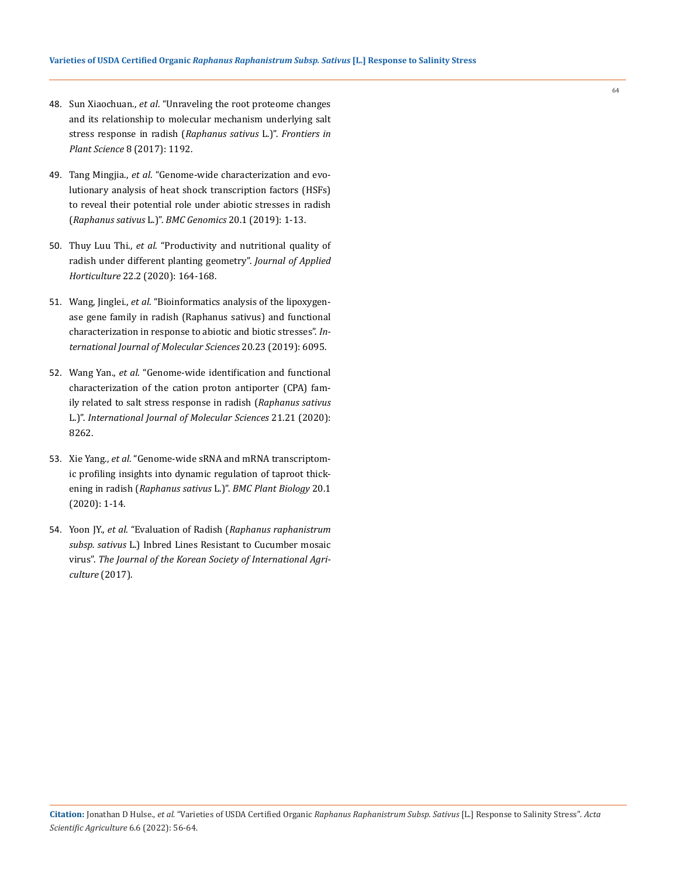48. Sun Xiaochuan., *et al*. "Unraveling the root proteome changes and its relationship to molecular mechanism underlying salt stress response in radish (*Raphanus sativus* L.)". *Frontiers in Plant Science* 8 (2017): 1192.

49. Tang Mingjia., *et al*. "Genome-wide characterization and evolutionary analysis of heat shock transcription factors (HSFs) to reveal their potential role under abiotic stresses in radish (*Raphanus sativus* L.)". *BMC Genomics* 20.1 (2019): 1-13.

50. Thuy Luu Thi., *et al*. "Productivity and nutritional quality of radish under different planting geometry". *Journal of Applied Horticulture* 22.2 (2020): 164-168.

51. Wang, Jinglei., *et al*. "Bioinformatics analysis of the lipoxygenase gene family in radish (Raphanus sativus) and functional characterization in response to abiotic and biotic stresses". *International Journal of Molecular Sciences* 20.23 (2019): 6095.

52. Wang Yan., *et al*. "Genome-wide identification and functional characterization of the cation proton antiporter (CPA) family related to salt stress response in radish (*Raphanus sativus* L.)". *International Journal of Molecular Sciences* 21.21 (2020): 8262.

53. Xie Yang., *et al*. "Genome-wide sRNA and mRNA transcriptomic profiling insights into dynamic regulation of taproot thickening in radish (*Raphanus sativus* L.)". *BMC Plant Biology* 20.1 (2020): 1-14.

54. Yoon JY., *et al*. "Evaluation of Radish (*Raphanus raphanistrum subsp. sativus* L.) Inbred Lines Resistant to Cucumber mosaic virus". *The Journal of the Korean Society of International Agriculture* (2017).